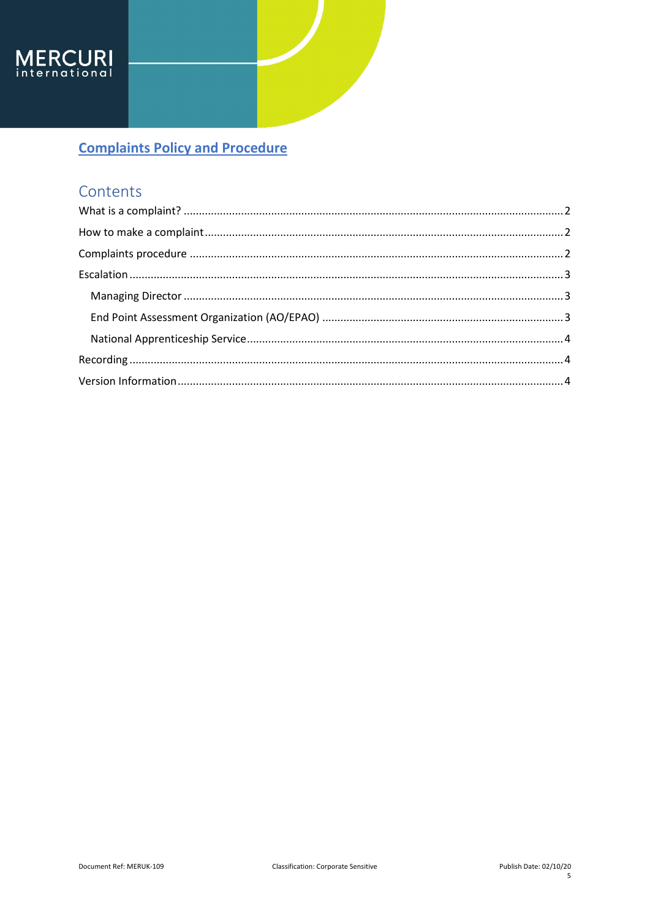# Complaints Policy and Procedure

## Contents

- What is a complaint? .......... 2
- How to make a complaint .......... 2
- Complaints procedure .......... 2
- Escalation .......... 3
  - Managing Director .......... 3
  - End Point Assessment Organization (AO/EPAO) .......... 3
  - National Apprenticeship Service .......... 4
- Recording .......... 4
- Version Information .......... 4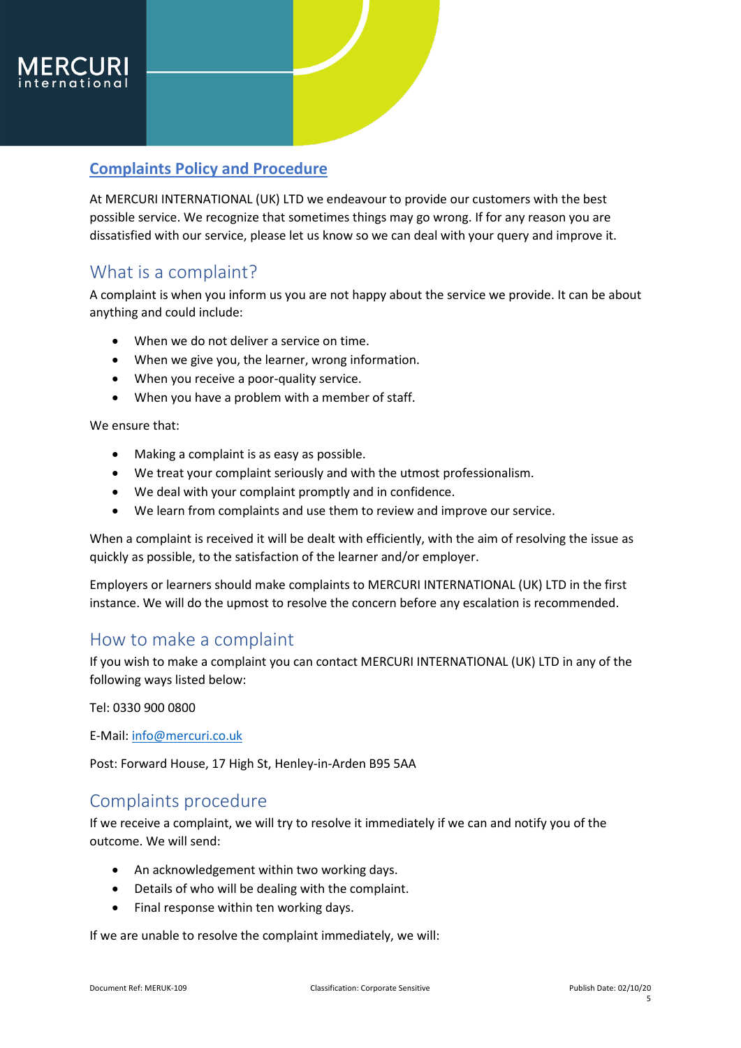# Complaints Policy and Procedure

At MERCURI INTERNATIONAL (UK) LTD we endeavour to provide our customers with the best possible service. We recognize that sometimes things may go wrong. If for any reason you are dissatisfied with our service, please let us know so we can deal with your query and improve it.

## What is a complaint?

A complaint is when you inform us you are not happy about the service we provide. It can be about anything and could include:

- When we do not deliver a service on time.
- When we give you, the learner, wrong information.
- When you receive a poor-quality service.
- When you have a problem with a member of staff.

We ensure that:

- Making a complaint is as easy as possible.
- We treat your complaint seriously and with the utmost professionalism.
- We deal with your complaint promptly and in confidence.
- We learn from complaints and use them to review and improve our service.

When a complaint is received it will be dealt with efficiently, with the aim of resolving the issue as quickly as possible, to the satisfaction of the learner and/or employer.

Employers or learners should make complaints to MERCURI INTERNATIONAL (UK) LTD in the first instance. We will do the upmost to resolve the concern before any escalation is recommended.

## How to make a complaint

If you wish to make a complaint you can contact MERCURI INTERNATIONAL (UK) LTD in any of the following ways listed below:

Tel: 0330 900 0800

E-Mail: info@mercuri.co.uk

Post: Forward House, 17 High St, Henley-in-Arden B95 5AA

## Complaints procedure

If we receive a complaint, we will try to resolve it immediately if we can and notify you of the outcome. We will send:

- An acknowledgement within two working days.
- Details of who will be dealing with the complaint.
- Final response within ten working days.

If we are unable to resolve the complaint immediately, we will: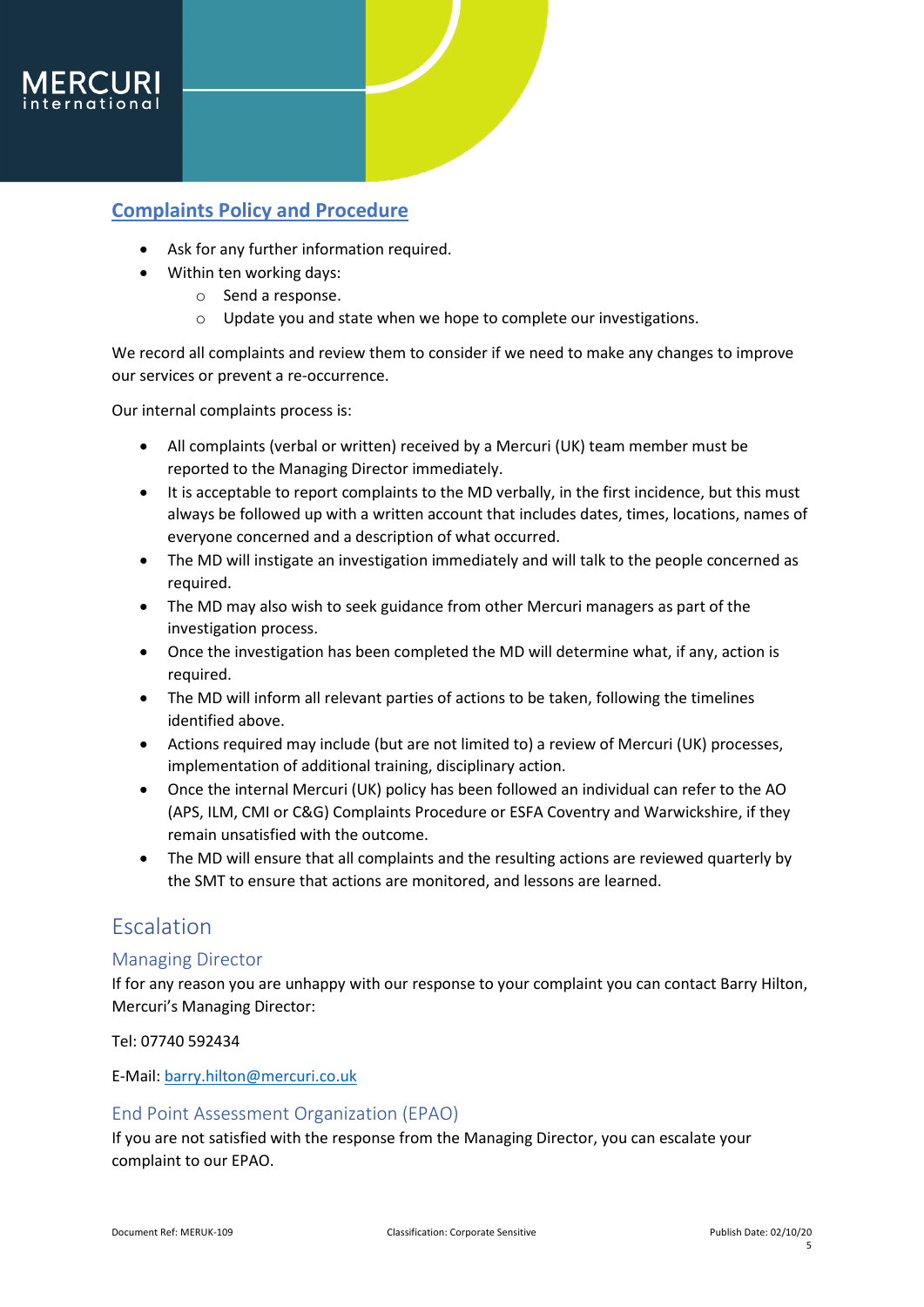## Complaints Policy and Procedure

- Ask for any further information required.
- Within ten working days:
    - Send a response.
    - Update you and state when we hope to complete our investigations.

We record all complaints and review them to consider if we need to make any changes to improve our services or prevent a re-occurrence.

Our internal complaints process is:

- All complaints (verbal or written) received by a Mercuri (UK) team member must be reported to the Managing Director immediately.
- It is acceptable to report complaints to the MD verbally, in the first incidence, but this must always be followed up with a written account that includes dates, times, locations, names of everyone concerned and a description of what occurred.
- The MD will instigate an investigation immediately and will talk to the people concerned as required.
- The MD may also wish to seek guidance from other Mercuri managers as part of the investigation process.
- Once the investigation has been completed the MD will determine what, if any, action is required.
- The MD will inform all relevant parties of actions to be taken, following the timelines identified above.
- Actions required may include (but are not limited to) a review of Mercuri (UK) processes, implementation of additional training, disciplinary action.
- Once the internal Mercuri (UK) policy has been followed an individual can refer to the AO (APS, ILM, CMI or C&G) Complaints Procedure or ESFA Coventry and Warwickshire, if they remain unsatisfied with the outcome.
- The MD will ensure that all complaints and the resulting actions are reviewed quarterly by the SMT to ensure that actions are monitored, and lessons are learned.

# Escalation

## Managing Director

If for any reason you are unhappy with our response to your complaint you can contact Barry Hilton, Mercuri's Managing Director:

Tel: 07740 592434

E-Mail: barry.hilton@mercuri.co.uk

## End Point Assessment Organization (EPAO)

If you are not satisfied with the response from the Managing Director, you can escalate your complaint to our EPAO.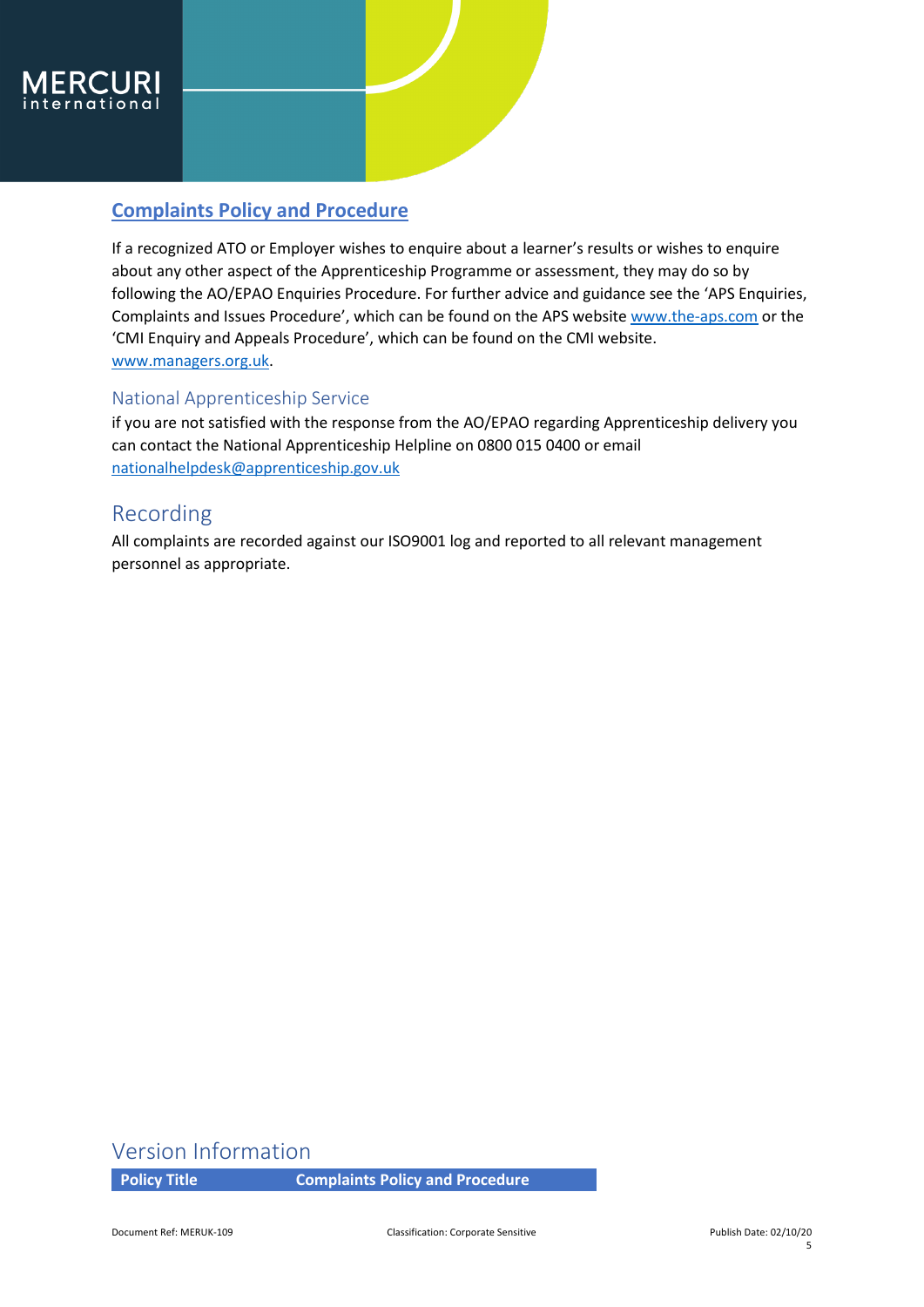## Complaints Policy and Procedure

If a recognized ATO or Employer wishes to enquire about a learner's results or wishes to enquire about any other aspect of the Apprenticeship Programme or assessment, they may do so by following the AO/EPAO Enquiries Procedure. For further advice and guidance see the 'APS Enquiries, Complaints and Issues Procedure', which can be found on the APS website www.the-aps.com or the 'CMI Enquiry and Appeals Procedure', which can be found on the CMI website. www.managers.org.uk.

### National Apprenticeship Service

if you are not satisfied with the response from the AO/EPAO regarding Apprenticeship delivery you can contact the National Apprenticeship Helpline on 0800 015 0400 or email nationalhelpdesk@apprenticeship.gov.uk

## Recording

All complaints are recorded against our ISO9001 log and reported to all relevant management personnel as appropriate.

## Version Information

| Policy Title | Complaints Policy and Procedure |
|---|---|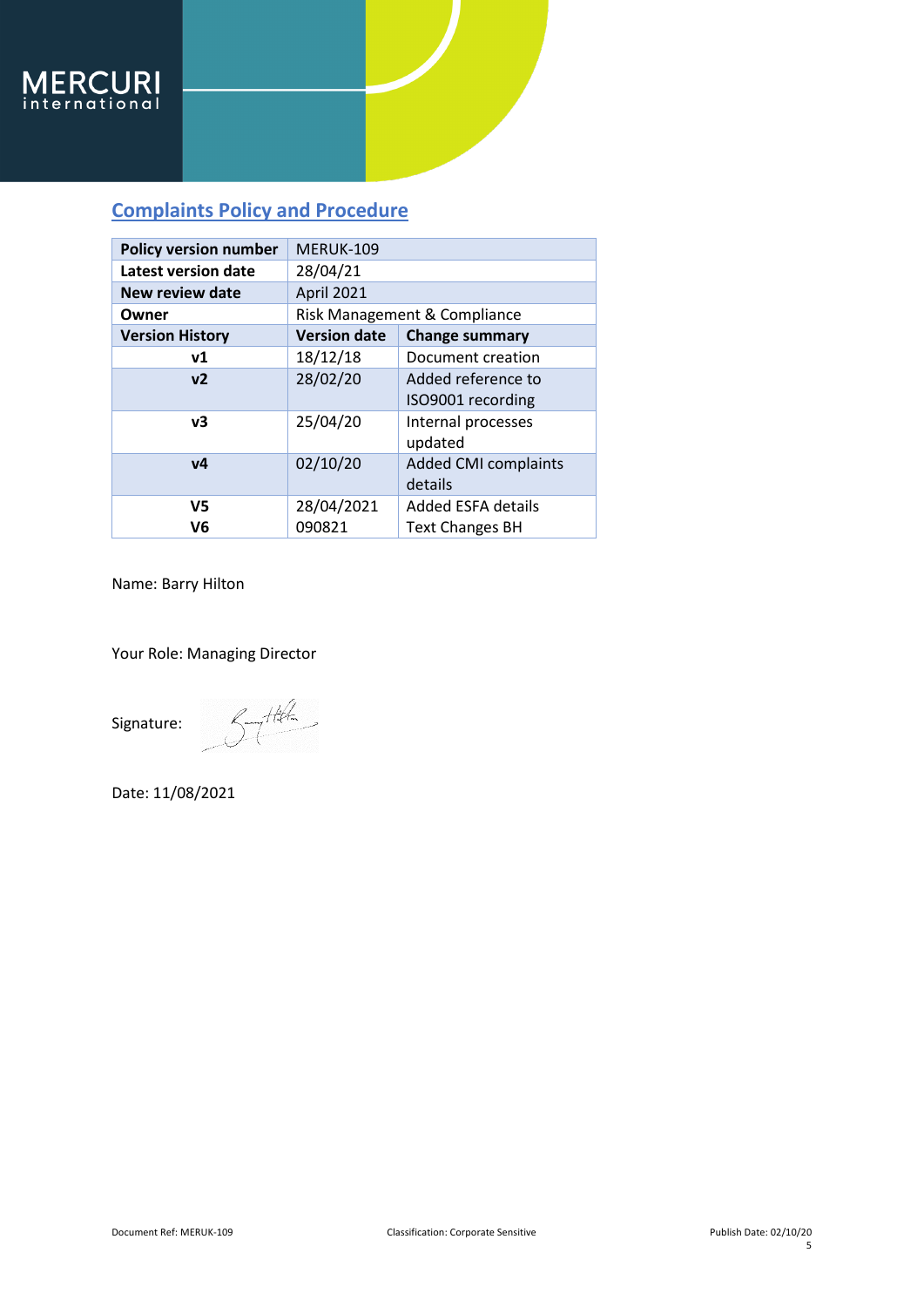## Complaints Policy and Procedure

| | | |
|---|---|---|
| **Policy version number** | MERUK-109 | |
| **Latest version date** | 28/04/21 | |
| **New review date** | April 2021 | |
| **Owner** | Risk Management & Compliance | |
| **Version History** | **Version date** | **Change summary** |
| **v1** | 18/12/18 | Document creation |
| **v2** | 28/02/20 | Added reference to ISO9001 recording |
| **v3** | 25/04/20 | Internal processes updated |
| **v4** | 02/10/20 | Added CMI complaints details |
| **V5** | 28/04/2021 | Added ESFA details |
| **V6** | 090821 | Text Changes BH |

Name: Barry Hilton

Your Role: Managing Director

Signature:

Date: 11/08/2021